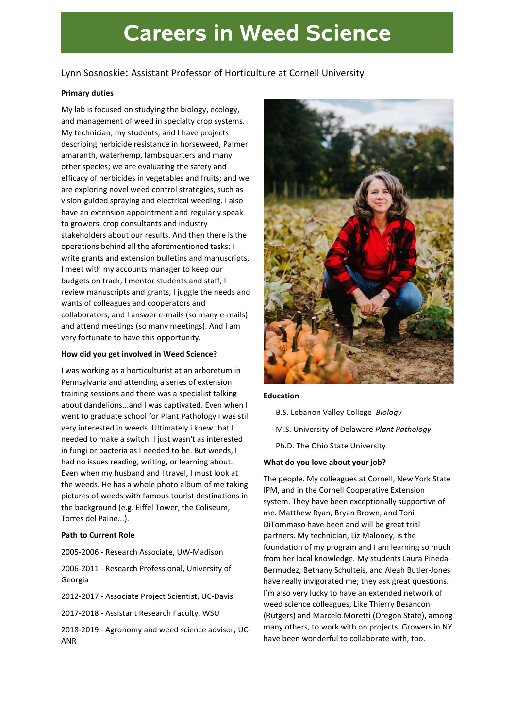# Careers in Weed Science

Lynn Sosnoskie: Assistant Professor of Horticulture at Cornell University

**Primary duties**

My lab is focused on studying the biology, ecology, and management of weed in specialty crop systems. My technician, my students, and I have projects describing herbicide resistance in horseweed, Palmer amaranth, waterhemp, lambsquarters and many other species; we are evaluating the safety and efficacy of herbicides in vegetables and fruits; and we are exploring novel weed control strategies, such as vision-guided spraying and electrical weeding. I also have an extension appointment and regularly speak to growers, crop consultants and industry stakeholders about our results. And then there is the operations behind all the aforementioned tasks: I write grants and extension bulletins and manuscripts, I meet with my accounts manager to keep our budgets on track, I mentor students and staff, I review manuscripts and grants, I juggle the needs and wants of colleagues and cooperators and collaborators, and I answer e-mails (so many e-mails) and attend meetings (so many meetings). And I am very fortunate to have this opportunity.

**How did you get involved in Weed Science?**

I was working as a horticulturist at an arboretum in Pennsylvania and attending a series of extension training sessions and there was a specialist talking about dandelions...and I was captivated. Even when I went to graduate school for Plant Pathology I was still very interested in weeds. Ultimately i knew that I needed to make a switch. I just wasn't as interested in fungi or bacteria as I needed to be. But weeds, I had no issues reading, writing, or learning about. Even when my husband and I travel, I must look at the weeds. He has a whole photo album of me taking pictures of weeds with famous tourist destinations in the background (e.g. Eiffel Tower, the Coliseum, Torres del Paine...).

**Path to Current Role**

2005-2006 - Research Associate, UW-Madison

2006-2011 - Research Professional, University of Georgia

2012-2017 - Associate Project Scientist, UC-Davis

2017-2018 - Assistant Research Faculty, WSU

2018-2019 - Agronomy and weed science advisor, UC-ANR

**Education**

B.S. Lebanon Valley College *Biology*

M.S. University of Delaware *Plant Pathology*

Ph.D. The Ohio State University

**What do you love about your job?**

The people. My colleagues at Cornell, New York State IPM, and in the Cornell Cooperative Extension system. They have been exceptionally supportive of me. Matthew Ryan, Bryan Brown, and Toni DiTommaso have been and will be great trial partners. My technician, Liz Maloney, is the foundation of my program and I am learning so much from her local knowledge. My students Laura Pineda-Bermudez, Bethany Schulteis, and Aleah Butler-Jones have really invigorated me; they ask great questions. I'm also very lucky to have an extended network of weed science colleagues, Like Thierry Besancon (Rutgers) and Marcelo Moretti (Oregon State), among many others, to work with on projects. Growers in NY have been wonderful to collaborate with, too.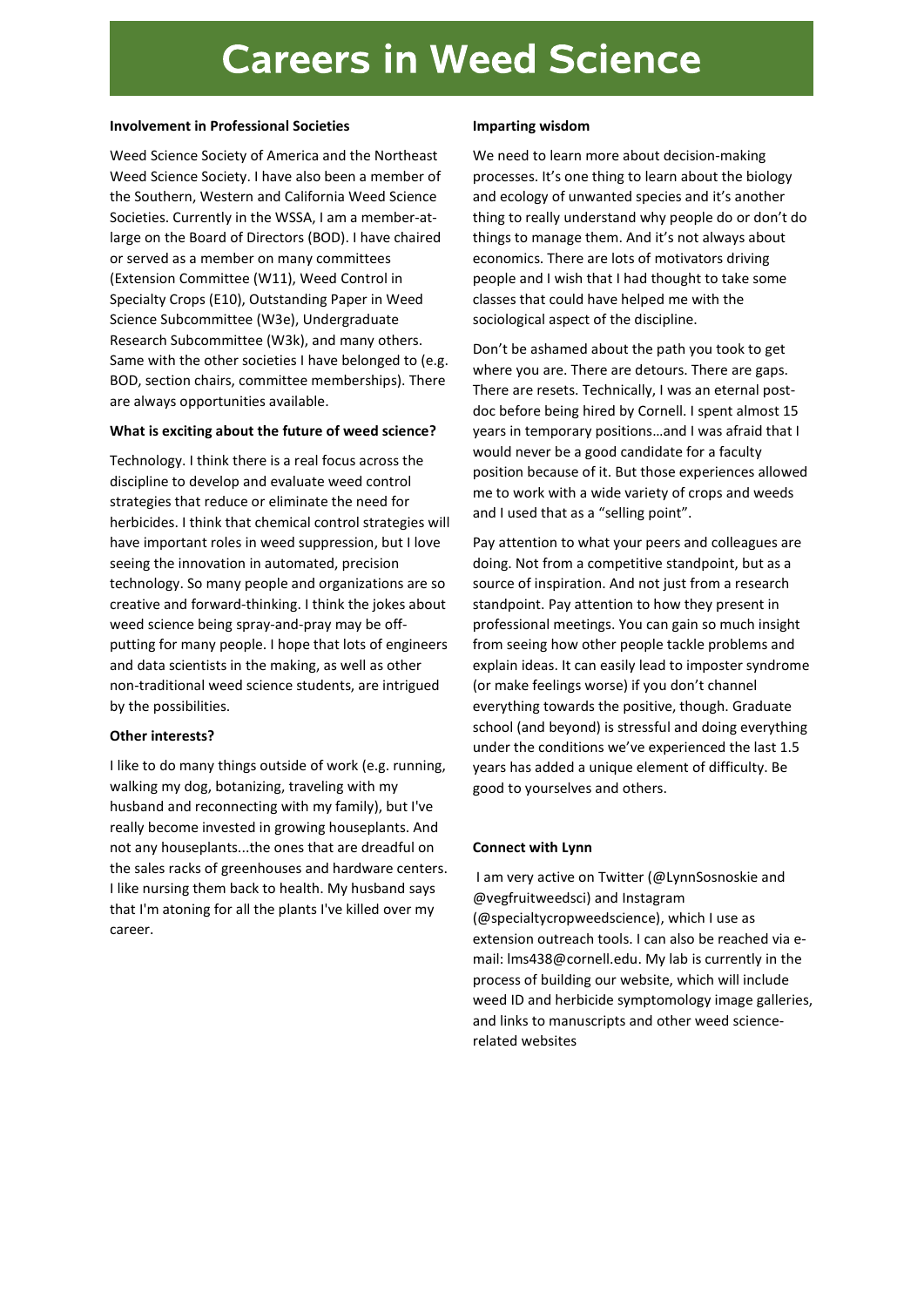# Careers in Weed Science

**Involvement in Professional Societies**

Weed Science Society of America and the Northeast Weed Science Society. I have also been a member of the Southern, Western and California Weed Science Societies. Currently in the WSSA, I am a member-at-large on the Board of Directors (BOD). I have chaired or served as a member on many committees (Extension Committee (W11), Weed Control in Specialty Crops (E10), Outstanding Paper in Weed Science Subcommittee (W3e), Undergraduate Research Subcommittee (W3k), and many others. Same with the other societies I have belonged to (e.g. BOD, section chairs, committee memberships). There are always opportunities available.

**What is exciting about the future of weed science?**

Technology. I think there is a real focus across the discipline to develop and evaluate weed control strategies that reduce or eliminate the need for herbicides. I think that chemical control strategies will have important roles in weed suppression, but I love seeing the innovation in automated, precision technology. So many people and organizations are so creative and forward-thinking. I think the jokes about weed science being spray-and-pray may be off-putting for many people. I hope that lots of engineers and data scientists in the making, as well as other non-traditional weed science students, are intrigued by the possibilities.

**Other interests?**

I like to do many things outside of work (e.g. running, walking my dog, botanizing, traveling with my husband and reconnecting with my family), but I've really become invested in growing houseplants. And not any houseplants...the ones that are dreadful on the sales racks of greenhouses and hardware centers. I like nursing them back to health. My husband says that I'm atoning for all the plants I've killed over my career.

**Imparting wisdom**

We need to learn more about decision-making processes. It's one thing to learn about the biology and ecology of unwanted species and it's another thing to really understand why people do or don't do things to manage them. And it's not always about economics. There are lots of motivators driving people and I wish that I had thought to take some classes that could have helped me with the sociological aspect of the discipline.

Don't be ashamed about the path you took to get where you are. There are detours. There are gaps. There are resets. Technically, I was an eternal post-doc before being hired by Cornell. I spent almost 15 years in temporary positions…and I was afraid that I would never be a good candidate for a faculty position because of it. But those experiences allowed me to work with a wide variety of crops and weeds and I used that as a "selling point".

Pay attention to what your peers and colleagues are doing. Not from a competitive standpoint, but as a source of inspiration. And not just from a research standpoint. Pay attention to how they present in professional meetings. You can gain so much insight from seeing how other people tackle problems and explain ideas. It can easily lead to imposter syndrome (or make feelings worse) if you don't channel everything towards the positive, though. Graduate school (and beyond) is stressful and doing everything under the conditions we've experienced the last 1.5 years has added a unique element of difficulty. Be good to yourselves and others.

**Connect with Lynn**

I am very active on Twitter (@LynnSosnoskie and @vegfruitweedsci) and Instagram (@specialtycropweedscience), which I use as extension outreach tools. I can also be reached via e-mail: lms438@cornell.edu. My lab is currently in the process of building our website, which will include weed ID and herbicide symptomology image galleries, and links to manuscripts and other weed science-related websites